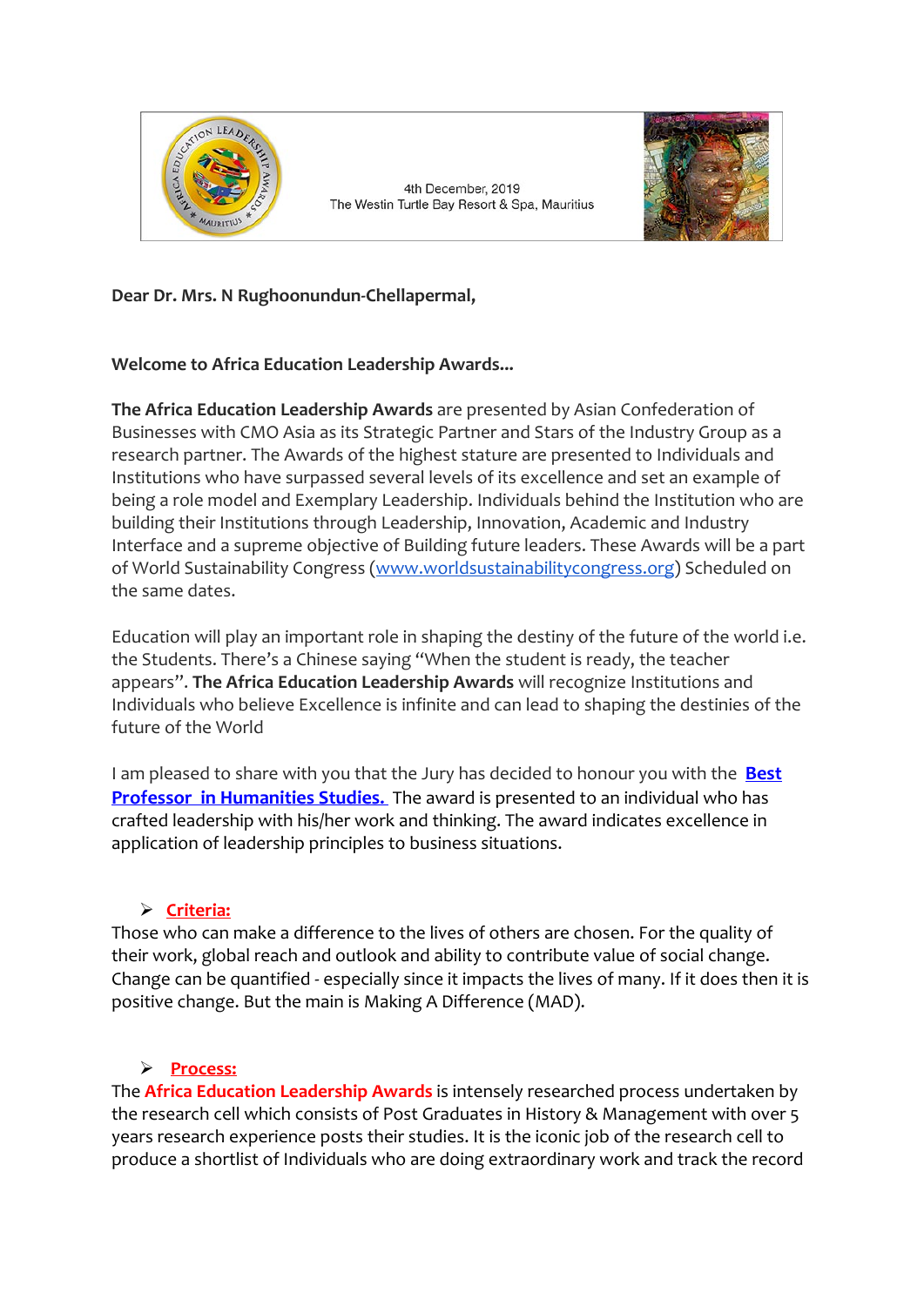4th December, 2019
The Westin Turtle Bay Resort & Spa, Mauritius

**Dear Dr. Mrs. N Rughoonundun-Chellapermal,**

**Welcome to Africa Education Leadership Awards...**

**The Africa Education Leadership Awards** are presented by Asian Confederation of Businesses with CMO Asia as its Strategic Partner and Stars of the Industry Group as a research partner. The Awards of the highest stature are presented to Individuals and Institutions who have surpassed several levels of its excellence and set an example of being a role model and Exemplary Leadership. Individuals behind the Institution who are building their Institutions through Leadership, Innovation, Academic and Industry Interface and a supreme objective of Building future leaders. These Awards will be a part of World Sustainability Congress (www.worldsustainabilitycongress.org) Scheduled on the same dates.

Education will play an important role in shaping the destiny of the future of the world i.e. the Students. There's a Chinese saying "When the student is ready, the teacher appears". **The Africa Education Leadership Awards** will recognize Institutions and Individuals who believe Excellence is infinite and can lead to shaping the destinies of the future of the World

I am pleased to share with you that the Jury has decided to honour you with the **Best Professor in Humanities Studies.** The award is presented to an individual who has crafted leadership with his/her work and thinking. The award indicates excellence in application of leadership principles to business situations.

- **Criteria:**

Those who can make a difference to the lives of others are chosen. For the quality of their work, global reach and outlook and ability to contribute value of social change. Change can be quantified - especially since it impacts the lives of many. If it does then it is positive change. But the main is Making A Difference (MAD).

- **Process:**

The **Africa Education Leadership Awards** is intensely researched process undertaken by the research cell which consists of Post Graduates in History & Management with over 5 years research experience posts their studies. It is the iconic job of the research cell to produce a shortlist of Individuals who are doing extraordinary work and track the record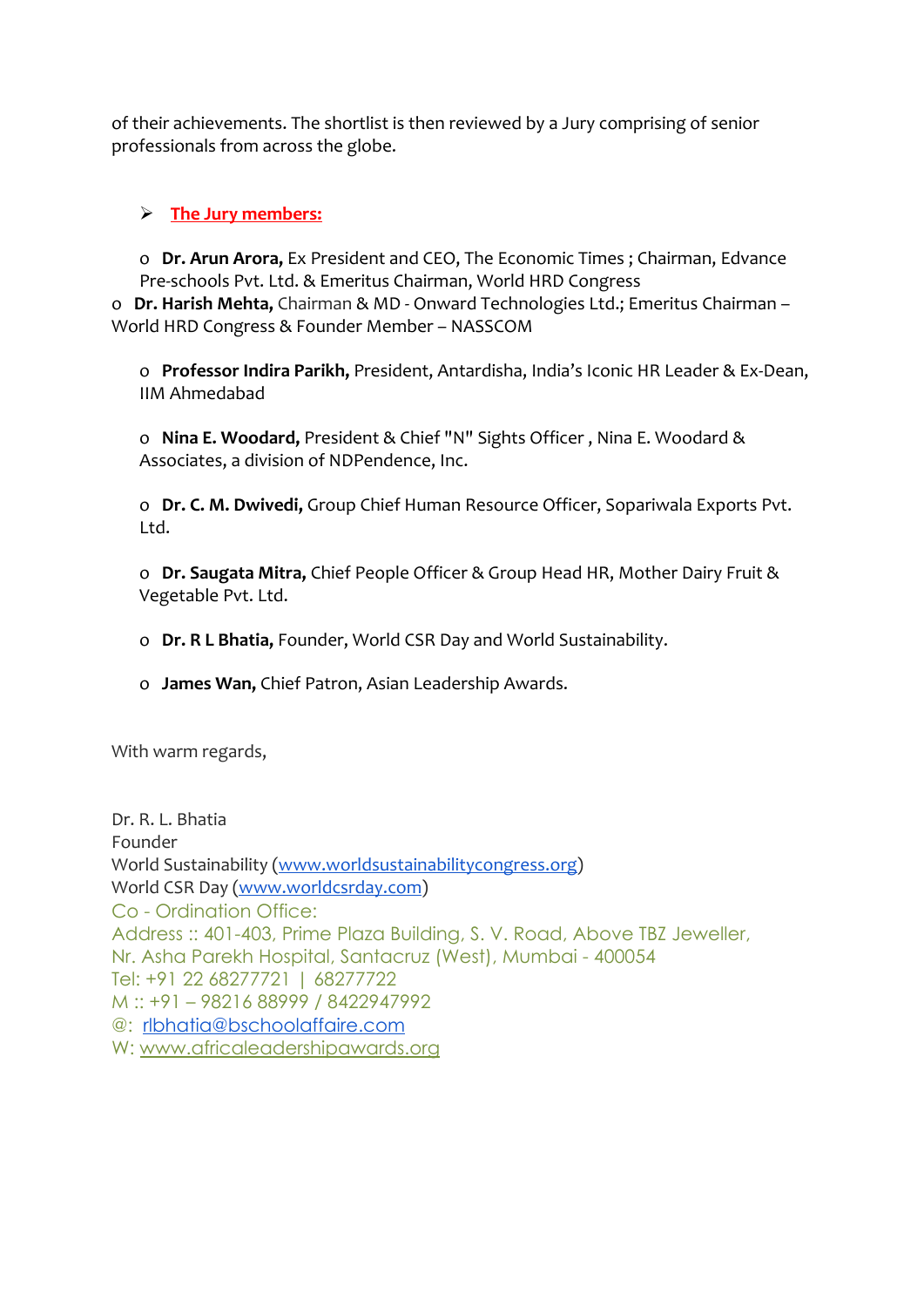of their achievements. The shortlist is then reviewed by a Jury comprising of senior professionals from across the globe.

- **The Jury members:**

  - **Dr. Arun Arora,** Ex President and CEO, The Economic Times ; Chairman, Edvance Pre-schools Pvt. Ltd. & Emeritus Chairman, World HRD Congress
  - **Dr. Harish Mehta,** Chairman & MD - Onward Technologies Ltd.; Emeritus Chairman – World HRD Congress & Founder Member – NASSCOM
  - **Professor Indira Parikh,** President, Antardisha, India's Iconic HR Leader & Ex-Dean, IIM Ahmedabad
  - **Nina E. Woodard,** President & Chief "N" Sights Officer , Nina E. Woodard & Associates, a division of NDPendence, Inc.
  - **Dr. C. M. Dwivedi,** Group Chief Human Resource Officer, Sopariwala Exports Pvt. Ltd.
  - **Dr. Saugata Mitra,** Chief People Officer & Group Head HR, Mother Dairy Fruit & Vegetable Pvt. Ltd.
  - **Dr. R L Bhatia,** Founder, World CSR Day and World Sustainability.
  - **James Wan,** Chief Patron, Asian Leadership Awards.

With warm regards,

Dr. R. L. Bhatia  
Founder  
World Sustainability (www.worldsustainabilitycongress.org)  
World CSR Day (www.worldcsrday.com)  
Co - Ordination Office:  
Address :: 401-403, Prime Plaza Building, S. V. Road, Above TBZ Jeweller, Nr. Asha Parekh Hospital, Santacruz (West), Mumbai - 400054  
Tel: +91 22 68277721 | 68277722  
M :: +91 – 98216 88999 / 8422947992  
@: rlbhatia@bschoolaffaire.com  
W: www.africaleadershipawards.org